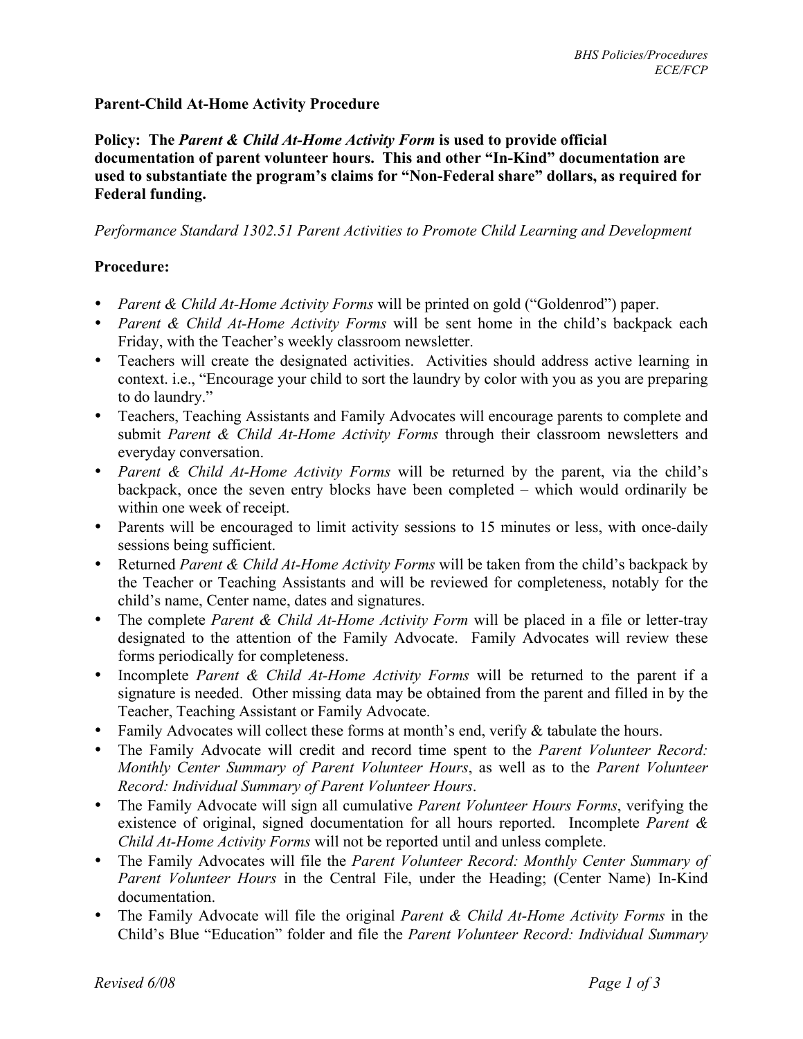## Parent-Child At-Home Activity Procure

**Policy: The *Parent & Child At-Home Activity Form* is used to provide official documentation of parent volunteer hours. This and other "In-Kind" documentation are used to substantiate the program's claims for "Non-Federal share" dollars, as required for Federal funding.**

*Performance Standard 1302.51 Parent Activities to Promote Child Learning and Development*

**Procedure:**

- *Parent & Child At-Home Activity Forms* will be printed on gold ("Goldenrod") paper.
- *Parent & Child At-Home Activity Forms* will be sent home in the child's backpack each Friday, with the Teacher's weekly classroom newsletter.
- Teachers will create the designated activities. Activities should address active learning in context. i.e., "Encourage your child to sort the laundry by color with you as you are preparing to do laundry."
- Teachers, Teaching Assistants and Family Advocates will encourage parents to complete and submit *Parent & Child At-Home Activity Forms* through their classroom newsletters and everyday conversation.
- *Parent & Child At-Home Activity Forms* will be returned by the parent, via the child's backpack, once the seven entry blocks have been completed – which would ordinarily be within one week of receipt.
- Parents will be encouraged to limit activity sessions to 15 minutes or less, with once-daily sessions being sufficient.
- Returned *Parent & Child At-Home Activity Forms* will be taken from the child's backpack by the Teacher or Teaching Assistants and will be reviewed for completeness, notably for the child's name, Center name, dates and signatures.
- The complete *Parent & Child At-Home Activity Form* will be placed in a file or letter-tray designated to the attention of the Family Advocate. Family Advocates will review these forms periodically for completeness.
- Incomplete *Parent & Child At-Home Activity Forms* will be returned to the parent if a signature is needed. Other missing data may be obtained from the parent and filled in by the Teacher, Teaching Assistant or Family Advocate.
- Family Advocates will collect these forms at month's end, verify & tabulate the hours.
- The Family Advocate will credit and record time spent to the *Parent Volunteer Record: Monthly Center Summary of Parent Volunteer Hours*, as well as to the *Parent Volunteer Record: Individual Summary of Parent Volunteer Hours*.
- The Family Advocate will sign all cumulative *Parent Volunteer Hours Forms*, verifying the existence of original, signed documentation for all hours reported. Incomplete *Parent & Child At-Home Activity Forms* will not be reported until and unless complete.
- The Family Advocates will file the *Parent Volunteer Record: Monthly Center Summary of Parent Volunteer Hours* in the Central File, under the Heading; (Center Name) In-Kind documentation.
- The Family Advocate will file the original *Parent & Child At-Home Activity Forms* in the Child's Blue "Education" folder and file the *Parent Volunteer Record: Individual Summary*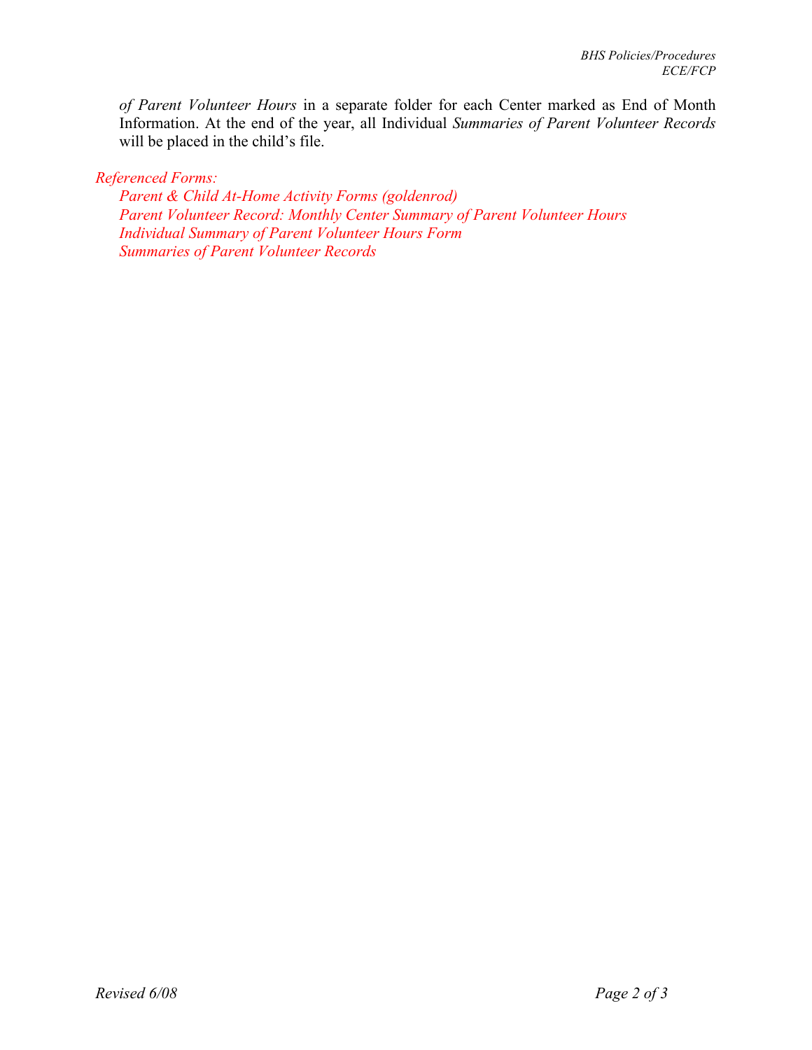*of Parent Volunteer Hours* in a separate folder for each Center marked as End of Month Information. At the end of the year, all Individual *Summaries of Parent Volunteer Records* will be placed in the child's file.

*Referenced Forms:*

*Parent & Child At-Home Activity Forms (goldenrod)*
*Parent Volunteer Record: Monthly Center Summary of Parent Volunteer Hours*
*Individual Summary of Parent Volunteer Hours Form*
*Summaries of Parent Volunteer Records*

*Revised 6/08*